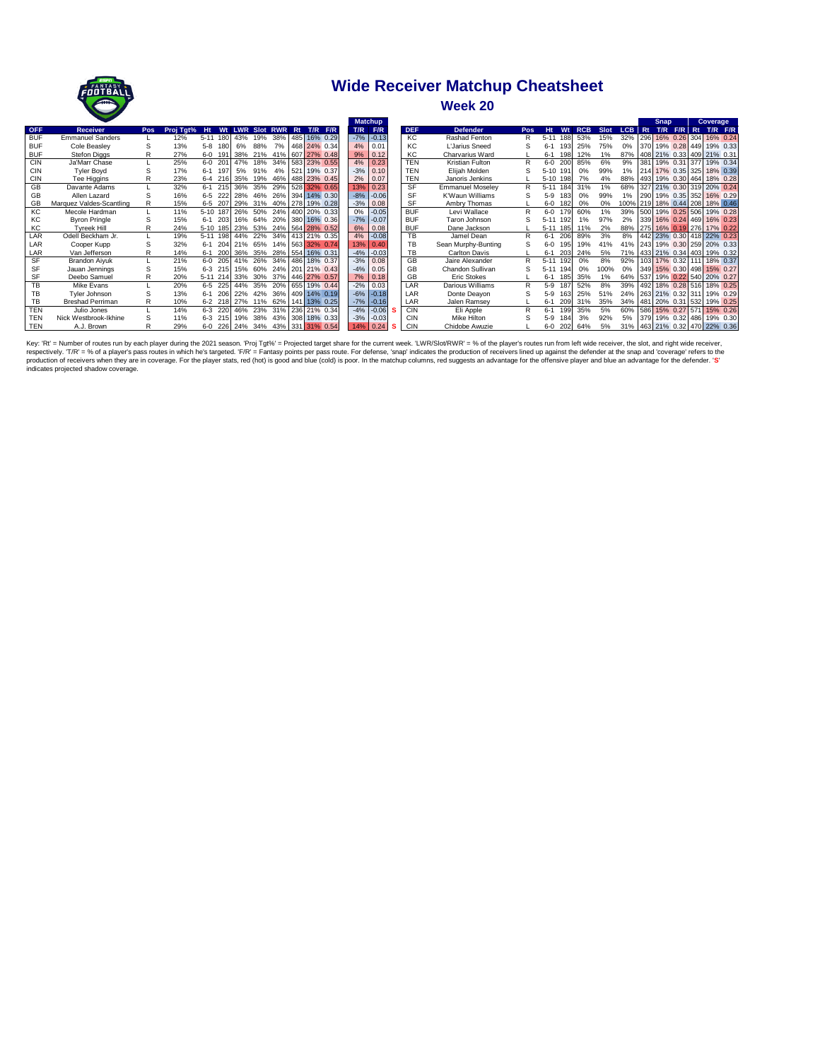# Wide Receiver Matchup Cheatsheet

## Week 20

| OFF | Receiver | Pos | Proj Tgt% | Ht | Wt | LWR | Slot | RWR | Rt | T/R | F/R | Matchup T/R | Matchup F/R | | DEF | Defender | Pos | Ht | Wt | RCB | Slot | LCB | Snap Rt | Snap T/R | Snap F/R | Coverage Rt | Coverage T/R | Coverage F/R |
|---|---|---|---|---|---|---|---|---|---|---|---|---|---|---|---|---|---|---|---|---|---|---|---|---|---|---|---|---|
| BUF | Emmanuel Sanders | L | 12% | 5-11 | 180 | 43% | 19% | 38% | 485 | 16% | 0.29 | -7% | -0.13 | | KC | Rashad Fenton | R | 5-11 | 188 | 53% | 15% | 32% | 296 | 16% | 0.26 | 304 | 16% | 0.24 |
| BUF | Cole Beasley | S | 13% | 5-8 | 180 | 6% | 88% | 7% | 468 | 24% | 0.34 | 4% | 0.01 | | KC | L'Jarius Sneed | S | 6-1 | 193 | 25% | 75% | 0% | 370 | 19% | 0.28 | 449 | 19% | 0.33 |
| BUF | Stefon Diggs | R | 27% | 6-0 | 191 | 38% | 21% | 41% | 607 | 27% | 0.48 | 9% | 0.12 | | KC | Charvarius Ward | L | 6-1 | 198 | 12% | 1% | 87% | 408 | 21% | 0.33 | 409 | 21% | 0.31 |
| CIN | Ja'Marr Chase | L | 25% | 6-0 | 201 | 47% | 18% | 34% | 583 | 23% | 0.55 | 4% | 0.23 | | TEN | Kristian Fulton | R | 6-0 | 200 | 85% | 6% | 9% | 381 | 19% | 0.31 | 377 | 19% | 0.34 |
| CIN | Tyler Boyd | S | 17% | 6-1 | 197 | 5% | 91% | 4% | 521 | 19% | 0.37 | -3% | 0.10 | | TEN | Elijah Molden | S | 5-10 | 191 | 0% | 99% | 1% | 214 | 17% | 0.35 | 325 | 18% | 0.39 |
| CIN | Tee Higgins | R | 23% | 6-4 | 216 | 35% | 19% | 46% | 488 | 23% | 0.45 | 2% | 0.07 | | TEN | Janoris Jenkins | L | 5-10 | 198 | 7% | 4% | 88% | 493 | 19% | 0.30 | 464 | 18% | 0.28 |
| GB | Davante Adams | L | 32% | 6-1 | 215 | 36% | 35% | 29% | 528 | 32% | 0.65 | 13% | 0.23 | | SF | Emmanuel Moseley | R | 5-11 | 184 | 31% | 1% | 68% | 327 | 21% | 0.30 | 319 | 20% | 0.24 |
| GB | Allen Lazard | S | 16% | 6-5 | 222 | 28% | 46% | 26% | 394 | 14% | 0.30 | -8% | -0.06 | | SF | K'Waun Williams | S | 5-9 | 183 | 0% | 99% | 1% | 290 | 19% | 0.35 | 352 | 16% | 0.29 |
| GB | Marquez Valdes-Scantling | R | 15% | 6-5 | 207 | 29% | 31% | 40% | 278 | 19% | 0.28 | -3% | 0.08 | | SF | Ambry Thomas | L | 6-0 | 182 | 0% | 0% | 100% | 219 | 18% | 0.44 | 208 | 18% | 0.46 |
| KC | Mecole Hardman | L | 11% | 5-10 | 187 | 26% | 50% | 24% | 400 | 20% | 0.33 | 0% | -0.05 | | BUF | Levi Wallace | R | 6-0 | 179 | 60% | 1% | 39% | 500 | 19% | 0.25 | 506 | 19% | 0.28 |
| KC | Byron Pringle | S | 15% | 6-1 | 203 | 16% | 64% | 20% | 380 | 16% | 0.36 | -7% | -0.07 | | BUF | Taron Johnson | S | 5-11 | 192 | 1% | 97% | 2% | 339 | 16% | 0.24 | 469 | 16% | 0.23 |
| KC | Tyreek Hill | R | 24% | 5-10 | 185 | 23% | 53% | 24% | 564 | 28% | 0.52 | 6% | 0.08 | | BUF | Dane Jackson | L | 5-11 | 185 | 11% | 2% | 88% | 275 | 16% | 0.19 | 276 | 17% | 0.22 |
| LAR | Odell Beckham Jr. | L | 19% | 5-11 | 198 | 44% | 22% | 34% | 413 | 21% | 0.35 | 4% | -0.08 | | TB | Jamel Dean | R | 6-1 | 206 | 89% | 3% | 8% | 442 | 23% | 0.30 | 418 | 22% | 0.23 |
| LAR | Cooper Kupp | S | 32% | 6-1 | 204 | 21% | 65% | 14% | 563 | 32% | 0.74 | 13% | 0.40 | | TB | Sean Murphy-Bunting | S | 6-0 | 195 | 19% | 41% | 41% | 243 | 19% | 0.30 | 259 | 20% | 0.33 |
| LAR | Van Jefferson | R | 14% | 6-1 | 200 | 36% | 35% | 28% | 554 | 16% | 0.31 | -4% | -0.03 | | TB | Carlton Davis | L | 6-1 | 203 | 24% | 5% | 71% | 433 | 21% | 0.34 | 403 | 19% | 0.32 |
| SF | Brandon Aiyuk | L | 21% | 6-0 | 205 | 41% | 26% | 34% | 486 | 18% | 0.37 | -3% | 0.08 | | GB | Jaire Alexander | R | 5-11 | 192 | 0% | 8% | 92% | 103 | 17% | 0.32 | 111 | 18% | 0.37 |
| SF | Jauan Jennings | S | 15% | 6-3 | 215 | 15% | 60% | 24% | 201 | 21% | 0.43 | -4% | 0.05 | | GB | Chandon Sullivan | S | 5-11 | 194 | 0% | 100% | 0% | 349 | 15% | 0.30 | 498 | 15% | 0.27 |
| SF | Deebo Samuel | R | 20% | 5-11 | 214 | 33% | 30% | 37% | 446 | 27% | 0.57 | 7% | 0.18 | | GB | Eric Stokes | L | 6-1 | 185 | 35% | 1% | 64% | 537 | 19% | 0.22 | 540 | 20% | 0.27 |
| TB | Mike Evans | L | 20% | 6-5 | 225 | 44% | 35% | 20% | 655 | 19% | 0.44 | -2% | 0.03 | | LAR | Darious Williams | R | 5-9 | 187 | 52% | 8% | 39% | 492 | 18% | 0.28 | 516 | 18% | 0.25 |
| TB | Tyler Johnson | S | 13% | 6-1 | 206 | 22% | 42% | 36% | 409 | 14% | 0.19 | -6% | -0.18 | | LAR | Donte Deayon | S | 5-9 | 163 | 25% | 51% | 24% | 263 | 21% | 0.32 | 311 | 19% | 0.29 |
| TB | Breshad Perriman | R | 10% | 6-2 | 218 | 27% | 11% | 62% | 141 | 13% | 0.25 | -7% | -0.16 | | LAR | Jalen Ramsey | L | 6-1 | 209 | 31% | 35% | 34% | 481 | 20% | 0.31 | 532 | 19% | 0.25 |
| TEN | Julio Jones | L | 14% | 6-3 | 220 | 46% | 23% | 31% | 236 | 21% | 0.34 | -4% | -0.06 | S | CIN | Eli Apple | R | 6-1 | 199 | 35% | 5% | 60% | 586 | 15% | 0.27 | 571 | 15% | 0.26 |
| TEN | Nick Westbrook-Ikhine | S | 11% | 6-3 | 215 | 19% | 38% | 43% | 308 | 18% | 0.33 | -3% | -0.03 | | CIN | Mike Hilton | S | 5-9 | 184 | 3% | 92% | 5% | 379 | 19% | 0.32 | 486 | 19% | 0.30 |
| TEN | A.J. Brown | R | 29% | 6-0 | 226 | 24% | 34% | 43% | 331 | 31% | 0.54 | 14% | 0.24 | S | CIN | Chidobe Awuzie | L | 6-0 | 202 | 64% | 5% | 31% | 463 | 21% | 0.32 | 470 | 22% | 0.36 |

Key: 'Rt' = Number of routes run by each player during the 2021 season. 'Proj Tgt%' = Projected target share for the current week. 'LWR/Slot/RWR' = % of the player's routes run from left wide receiver, the slot, and right wide receiver, respectively. 'T/R' = % of a player's pass routes in which he's targeted. 'F/R' = Fantasy points per pass route. For defense, 'snap' indicates the production of receivers lined up against the defender at the snap and 'coverage' refers to the production of receivers when they are in coverage. For the player stats, red (hot) is good and blue (cold) is poor. In the matchup columns, red suggests an advantage for the offensive player and blue an advantage for the defender. 'S' indicates projected shadow coverage.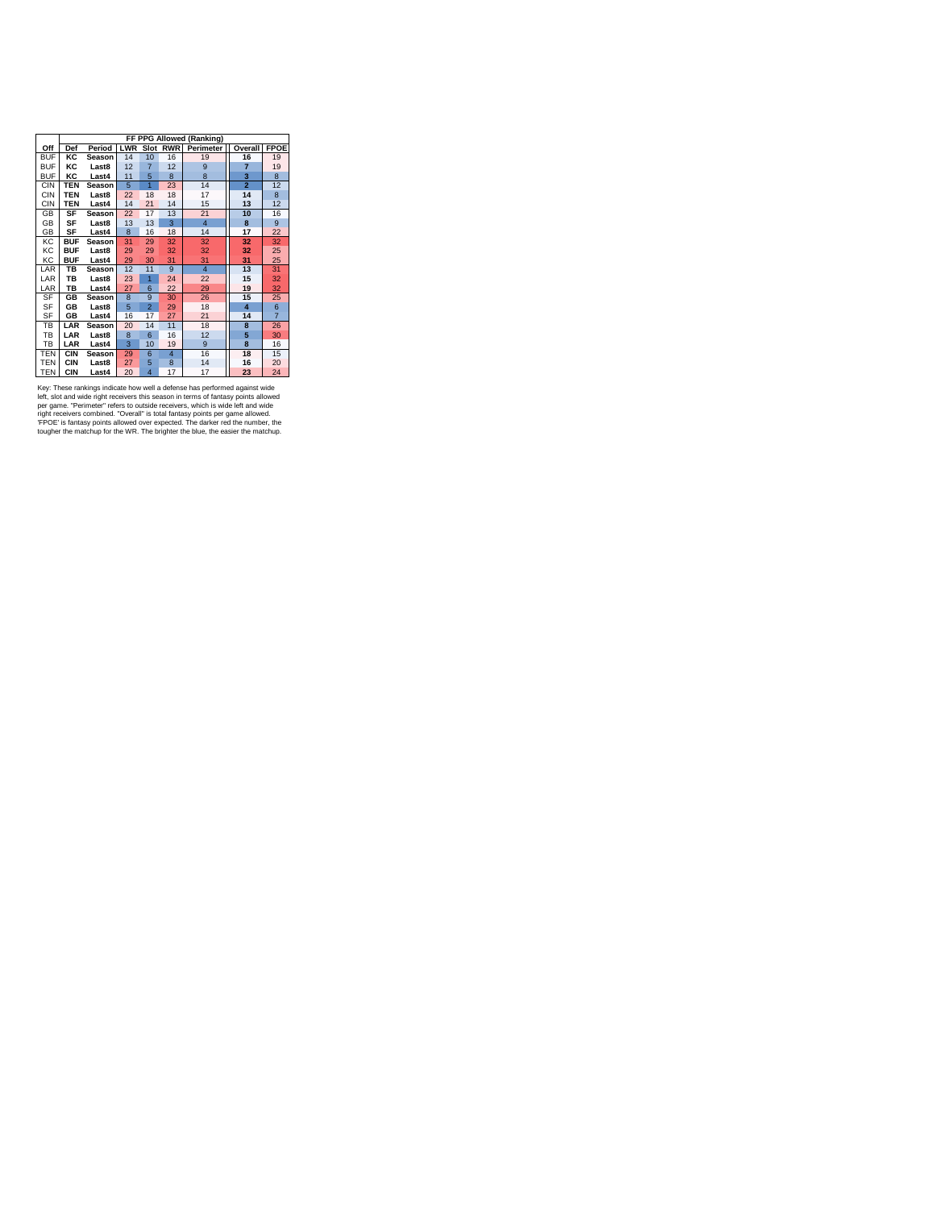| | | | FF PPG Allowed (Ranking) | | | | | |
|---|---|---|---|---|---|---|---|---|
| Off | Def | Period | LWR | Slot | RWR | Perimeter | Overall | FPOE |
| BUF | KC | Season | 14 | 10 | 16 | 19 | 16 | 19 |
| BUF | KC | Last8 | 12 | 7 | 12 | 9 | 7 | 19 |
| BUF | KC | Last4 | 11 | 5 | 8 | 8 | 3 | 8 |
| CIN | TEN | Season | 5 | 1 | 23 | 14 | 2 | 12 |
| CIN | TEN | Last8 | 22 | 18 | 18 | 17 | 14 | 8 |
| CIN | TEN | Last4 | 14 | 21 | 14 | 15 | 13 | 12 |
| GB | SF | Season | 22 | 17 | 13 | 21 | 10 | 16 |
| GB | SF | Last8 | 13 | 13 | 3 | 4 | 8 | 9 |
| GB | SF | Last4 | 8 | 16 | 18 | 14 | 17 | 22 |
| KC | BUF | Season | 31 | 29 | 32 | 32 | 32 | 32 |
| KC | BUF | Last8 | 29 | 29 | 32 | 32 | 32 | 25 |
| KC | BUF | Last4 | 29 | 30 | 31 | 31 | 31 | 25 |
| LAR | TB | Season | 12 | 11 | 9 | 4 | 13 | 31 |
| LAR | TB | Last8 | 23 | 1 | 24 | 22 | 15 | 32 |
| LAR | TB | Last4 | 27 | 6 | 22 | 29 | 19 | 32 |
| SF | GB | Season | 8 | 9 | 30 | 26 | 15 | 25 |
| SF | GB | Last8 | 5 | 2 | 29 | 18 | 4 | 6 |
| SF | GB | Last4 | 16 | 17 | 27 | 21 | 14 | 7 |
| TB | LAR | Season | 20 | 14 | 11 | 18 | 8 | 26 |
| TB | LAR | Last8 | 8 | 6 | 16 | 12 | 5 | 30 |
| TB | LAR | Last4 | 3 | 10 | 19 | 9 | 8 | 16 |
| TEN | CIN | Season | 29 | 6 | 4 | 16 | 18 | 15 |
| TEN | CIN | Last8 | 27 | 5 | 8 | 14 | 16 | 20 |
| TEN | CIN | Last4 | 20 | 4 | 17 | 17 | 23 | 24 |

Key: These rankings indicate how well a defense has performed against wide left, slot and wide right receivers this season in terms of fantasy points allowed per game. "Perimeter" refers to outside receivers, which is wide left and wide right receivers combined. "Overall" is total fantasy points per game allowed. 'FPOE' is fantasy points allowed over expected. The darker red the number, the tougher the matchup for the WR. The brighter the blue, the easier the matchup.